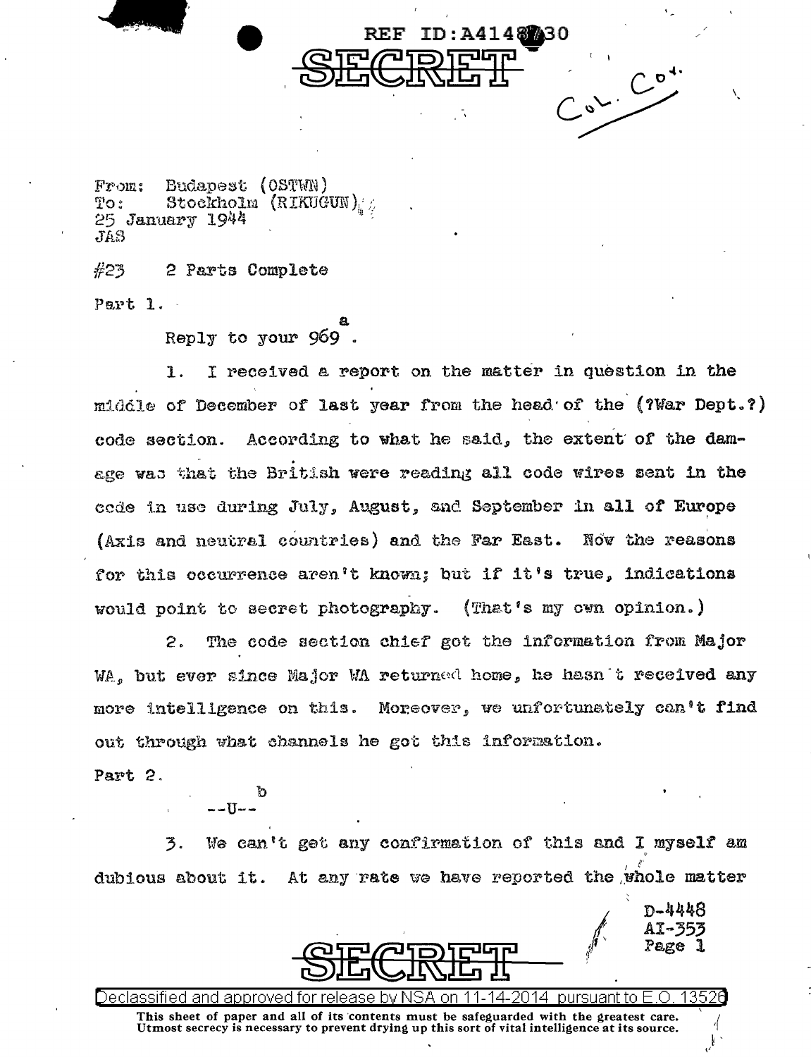REF ID:A4148730

SECRET

Col. Cov.

From: Budapest (OSTWN)
To: Stockholm (RIKUGUN)
25 January 1944
JAS

#23 2 Parts Complete

Part 1.

Reply to your 969[a].

1. I received a report on the matter in question in the middle of December of last year from the head of the (?War Dept.?) code section. According to what he said, the extent of the damage was that the British were reading all code wires sent in the code in use during July, August, and September in all of Europe (Axis and neutral countries) and the Far East. Now the reasons for this occurrence aren't known; but if it's true, indications would point to secret photography. (That's my own opinion.)

2. The code section chief got the information from Major WA, but ever since Major WA returned home, he hasn't received any more intelligence on this. Moreover, we unfortunately can't find out through what channels he got this information.

Part 2.

--U--[b]

3. We can't get any confirmation of this and I myself am dubious about it. At any rate we have reported the whole matter

D-4448
AI-353
Page 1

SECRET

Declassified and approved for release by NSA on 11-14-2014 pursuant to E.O. 13526

This sheet of paper and all of its contents must be safeguarded with the greatest care. Utmost secrecy is necessary to prevent drying up this sort of vital intelligence at its source.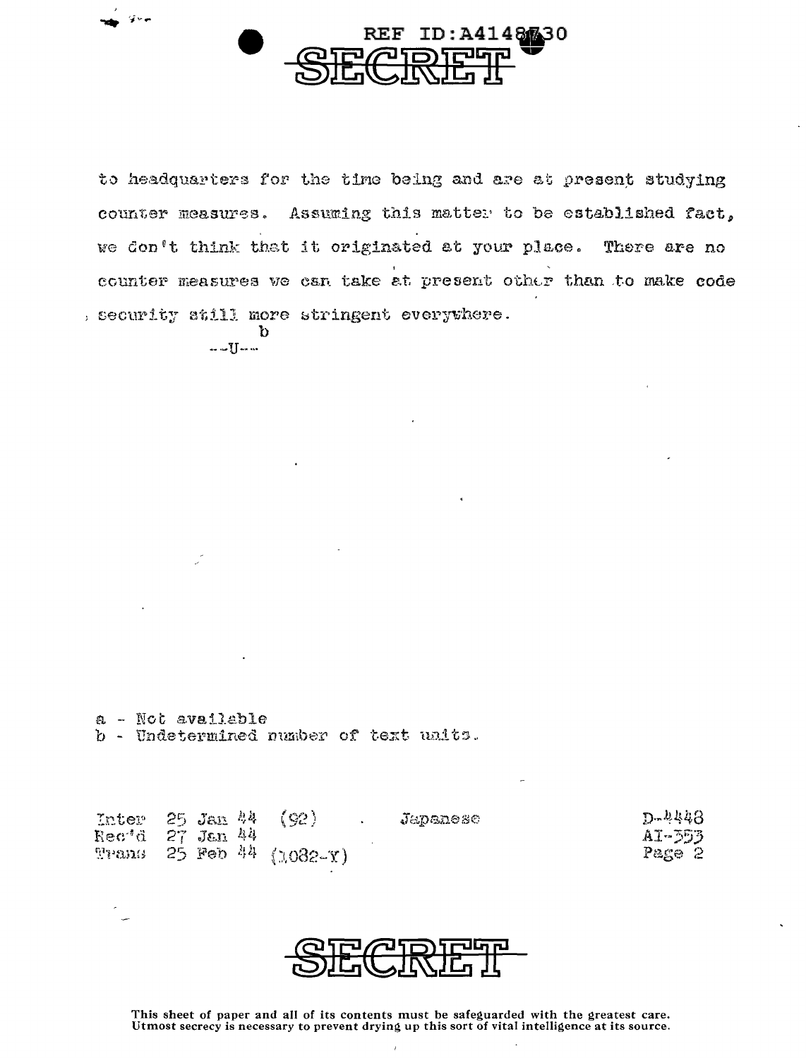REF ID:A4148730

SECRET

to headquarters for the time being and are at present studying counter measures. Assuming this matter to be established fact, we don't think that it originated at your place. There are no counter measures we can take at present other than to make code security still more stringent everywhere.
b

--U--

a - Not available
b - Undetermined number of text units.

| | | | | | |
|---|---|---|---|---|---|
| Inter | 25 Jan 44 | (92) | Japanese | | D-4448 |
| Rec'd | 27 Jan 44 | | | | AI-353 |
| Trans | 25 Feb 44 | (1082-Y) | | | Page 2 |

SECRET

This sheet of paper and all of its contents must be safeguarded with the greatest care. Utmost secrecy is necessary to prevent drying up this sort of vital intelligence at its source.